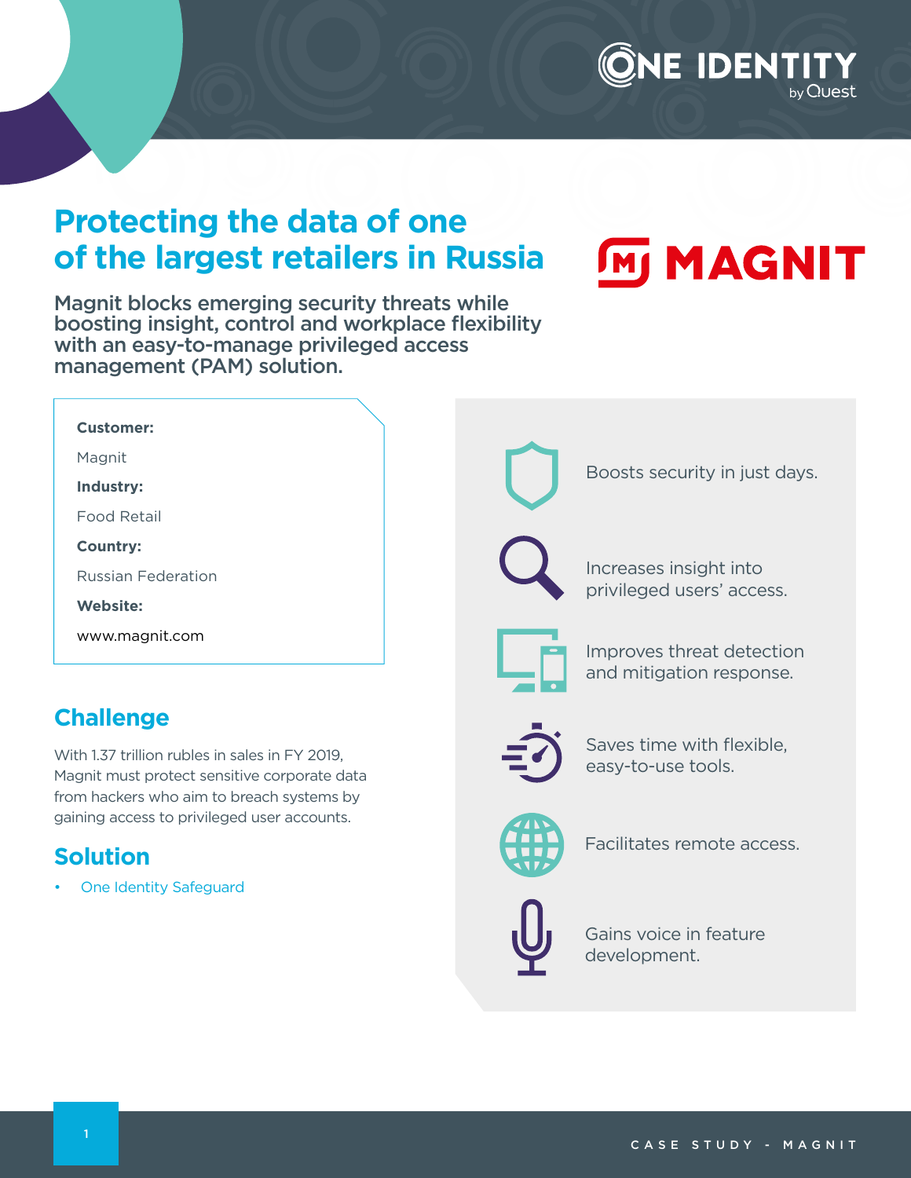# Protecting the data of one of the largest retailers in Russia

**Magnit blocks emerging security threats while boosting insight, control and workplace flexibility with an easy-to-manage privileged access management (PAM) solution.**

**Customer:**

Magnit

**Industry:**

Food Retail

**Country:**

Russian Federation

**Website:**

www.magnit.com

## Challenge

With 1.37 trillion rubles in sales in FY 2019, Magnit must protect sensitive corporate data from hackers who aim to breach systems by gaining access to privileged user accounts.

## Solution

- One Identity Safeguard

---

- Boosts security in just days.
- Increases insight into privileged users' access.
- Improves threat detection and mitigation response.
- Saves time with flexible, easy-to-use tools.
- Facilitates remote access.
- Gains voice in feature development.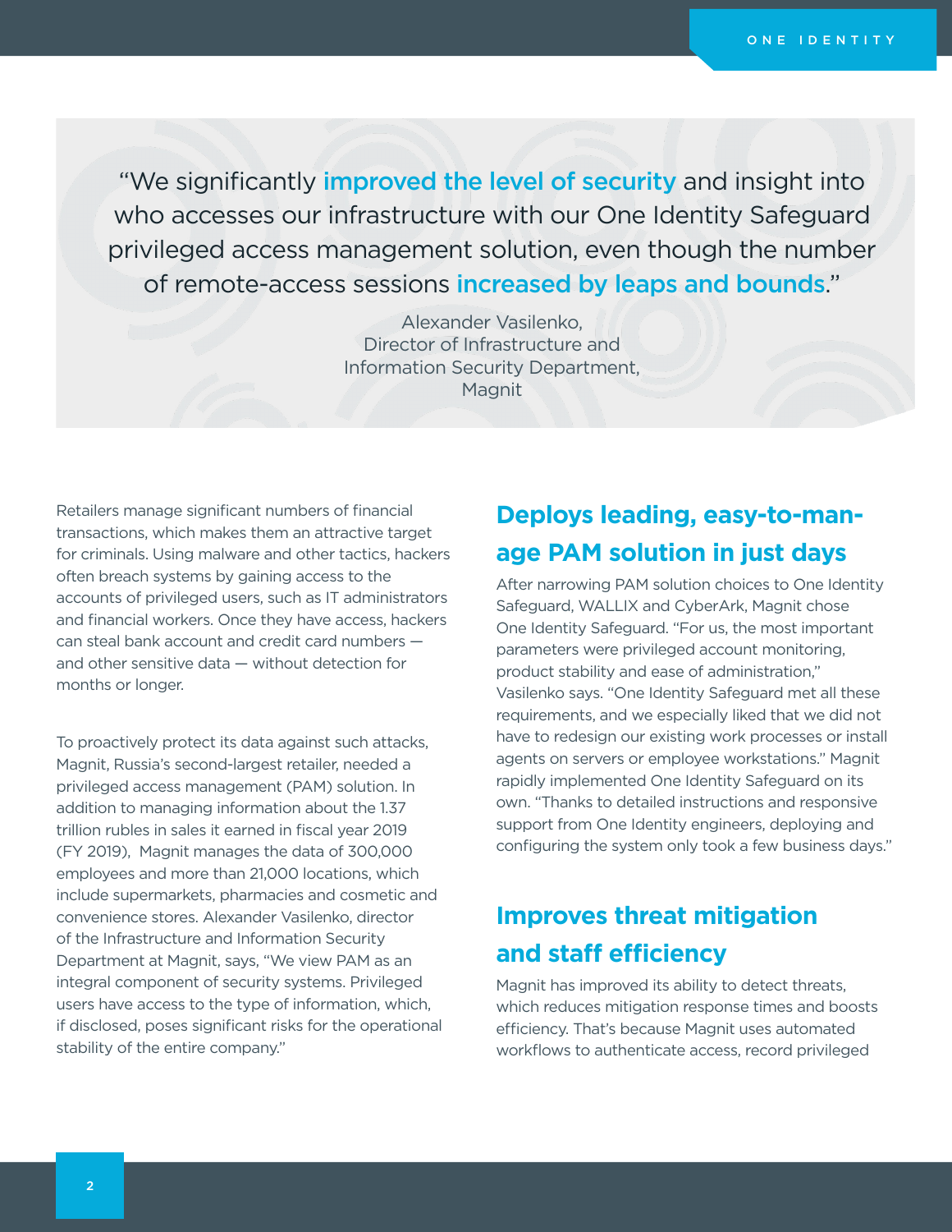> “We significantly **improved the level of security** and insight into who accesses our infrastructure with our One Identity Safeguard privileged access management solution, even though the number of remote-access sessions **increased by leaps and bounds**.”
>
> Alexander Vasilenko,
> Director of Infrastructure and Information Security Department,
> Magnit

Retailers manage significant numbers of financial transactions, which makes them an attractive target for criminals. Using malware and other tactics, hackers often breach systems by gaining access to the accounts of privileged users, such as IT administrators and financial workers. Once they have access, hackers can steal bank account and credit card numbers — and other sensitive data — without detection for months or longer.

To proactively protect its data against such attacks, Magnit, Russia's second-largest retailer, needed a privileged access management (PAM) solution. In addition to managing information about the 1.37 trillion rubles in sales it earned in fiscal year 2019 (FY 2019), Magnit manages the data of 300,000 employees and more than 21,000 locations, which include supermarkets, pharmacies and cosmetic and convenience stores. Alexander Vasilenko, director of the Infrastructure and Information Security Department at Magnit, says, “We view PAM as an integral component of security systems. Privileged users have access to the type of information, which, if disclosed, poses significant risks for the operational stability of the entire company.”

## Deploys leading, easy-to-manage PAM solution in just days

After narrowing PAM solution choices to One Identity Safeguard, WALLIX and CyberArk, Magnit chose One Identity Safeguard. “For us, the most important parameters were privileged account monitoring, product stability and ease of administration,” Vasilenko says. “One Identity Safeguard met all these requirements, and we especially liked that we did not have to redesign our existing work processes or install agents on servers or employee workstations.” Magnit rapidly implemented One Identity Safeguard on its own. “Thanks to detailed instructions and responsive support from One Identity engineers, deploying and configuring the system only took a few business days.”

## Improves threat mitigation and staff efficiency

Magnit has improved its ability to detect threats, which reduces mitigation response times and boosts efficiency. That's because Magnit uses automated workflows to authenticate access, record privileged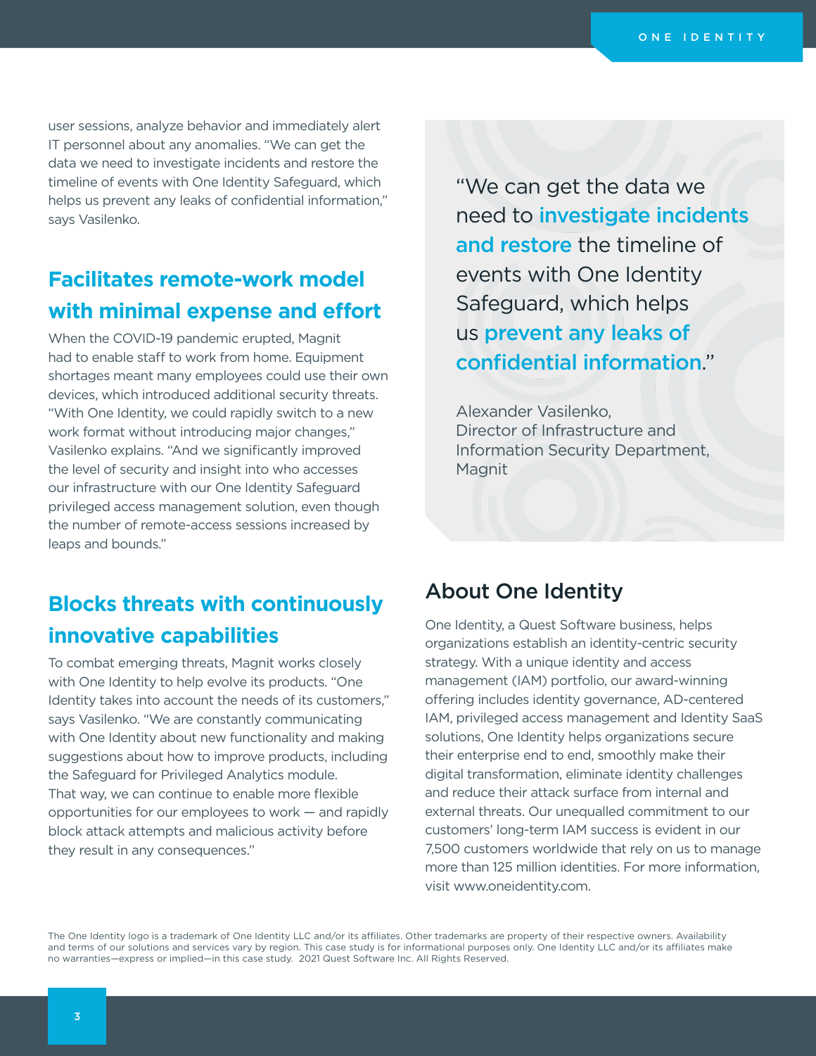user sessions, analyze behavior and immediately alert IT personnel about any anomalies. "We can get the data we need to investigate incidents and restore the timeline of events with One Identity Safeguard, which helps us prevent any leaks of confidential information," says Vasilenko.

## Facilitates remote-work model with minimal expense and effort

When the COVID-19 pandemic erupted, Magnit had to enable staff to work from home. Equipment shortages meant many employees could use their own devices, which introduced additional security threats. "With One Identity, we could rapidly switch to a new work format without introducing major changes," Vasilenko explains. "And we significantly improved the level of security and insight into who accesses our infrastructure with our One Identity Safeguard privileged access management solution, even though the number of remote-access sessions increased by leaps and bounds."

## Blocks threats with continuously innovative capabilities

To combat emerging threats, Magnit works closely with One Identity to help evolve its products. "One Identity takes into account the needs of its customers," says Vasilenko. "We are constantly communicating with One Identity about new functionality and making suggestions about how to improve products, including the Safeguard for Privileged Analytics module. That way, we can continue to enable more flexible opportunities for our employees to work — and rapidly block attack attempts and malicious activity before they result in any consequences."

> "We can get the data we need to **investigate incidents and restore** the timeline of events with One Identity Safeguard, which helps us **prevent any leaks of confidential information**."
>
> Alexander Vasilenko,
> Director of Infrastructure and Information Security Department,
> Magnit

## About One Identity

One Identity, a Quest Software business, helps organizations establish an identity-centric security strategy. With a unique identity and access management (IAM) portfolio, our award-winning offering includes identity governance, AD-centered IAM, privileged access management and Identity SaaS solutions, One Identity helps organizations secure their enterprise end to end, smoothly make their digital transformation, eliminate identity challenges and reduce their attack surface from internal and external threats. Our unequalled commitment to our customers' long-term IAM success is evident in our 7,500 customers worldwide that rely on us to manage more than 125 million identities. For more information, visit www.oneidentity.com.

The One Identity logo is a trademark of One Identity LLC and/or its affiliates. Other trademarks are property of their respective owners. Availability and terms of our solutions and services vary by region. This case study is for informational purposes only. One Identity LLC and/or its affiliates make no warranties—express or implied—in this case study. 2021 Quest Software Inc. All Rights Reserved.